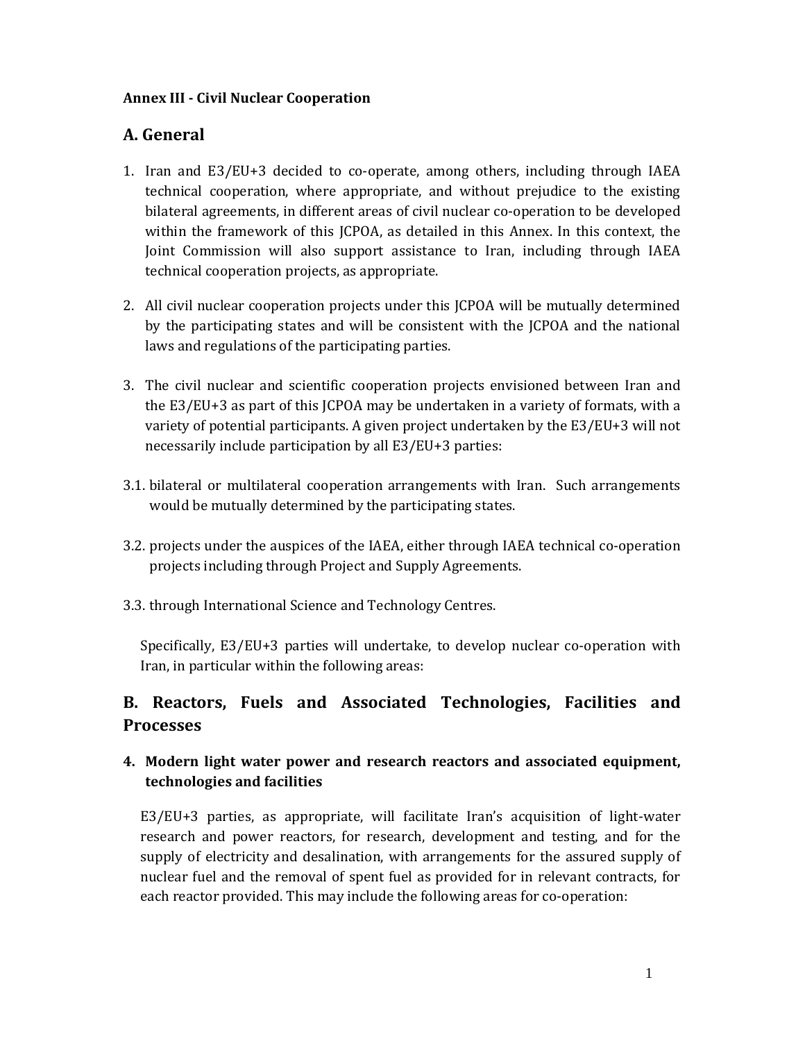**Annex III - Civil Nuclear Cooperation**

## A. General

1. Iran and E3/EU+3 decided to co-operate, among others, including through IAEA technical cooperation, where appropriate, and without prejudice to the existing bilateral agreements, in different areas of civil nuclear co-operation to be developed within the framework of this JCPOA, as detailed in this Annex. In this context, the Joint Commission will also support assistance to Iran, including through IAEA technical cooperation projects, as appropriate.

2. All civil nuclear cooperation projects under this JCPOA will be mutually determined by the participating states and will be consistent with the JCPOA and the national laws and regulations of the participating parties.

3. The civil nuclear and scientific cooperation projects envisioned between Iran and the E3/EU+3 as part of this JCPOA may be undertaken in a variety of formats, with a variety of potential participants. A given project undertaken by the E3/EU+3 will not necessarily include participation by all E3/EU+3 parties:

3.1. bilateral or multilateral cooperation arrangements with Iran. Such arrangements would be mutually determined by the participating states.

3.2. projects under the auspices of the IAEA, either through IAEA technical co-operation projects including through Project and Supply Agreements.

3.3. through International Science and Technology Centres.

Specifically, E3/EU+3 parties will undertake, to develop nuclear co-operation with Iran, in particular within the following areas:

## B. Reactors, Fuels and Associated Technologies, Facilities and Processes

### 4. Modern light water power and research reactors and associated equipment, technologies and facilities

E3/EU+3 parties, as appropriate, will facilitate Iran's acquisition of light-water research and power reactors, for research, development and testing, and for the supply of electricity and desalination, with arrangements for the assured supply of nuclear fuel and the removal of spent fuel as provided for in relevant contracts, for each reactor provided. This may include the following areas for co-operation: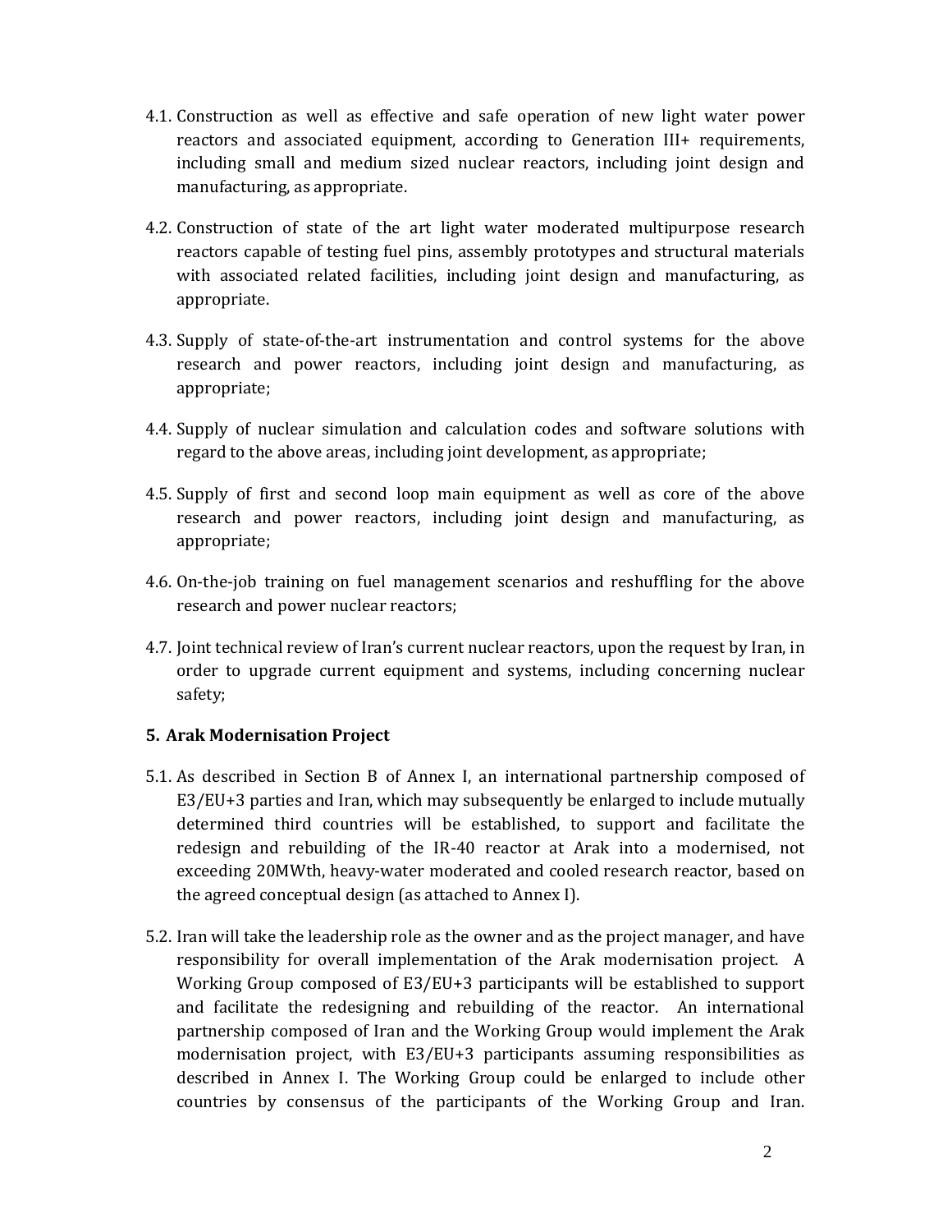4.1. Construction as well as effective and safe operation of new light water power reactors and associated equipment, according to Generation III+ requirements, including small and medium sized nuclear reactors, including joint design and manufacturing, as appropriate.

4.2. Construction of state of the art light water moderated multipurpose research reactors capable of testing fuel pins, assembly prototypes and structural materials with associated related facilities, including joint design and manufacturing, as appropriate.

4.3. Supply of state-of-the-art instrumentation and control systems for the above research and power reactors, including joint design and manufacturing, as appropriate;

4.4. Supply of nuclear simulation and calculation codes and software solutions with regard to the above areas, including joint development, as appropriate;

4.5. Supply of first and second loop main equipment as well as core of the above research and power reactors, including joint design and manufacturing, as appropriate;

4.6. On-the-job training on fuel management scenarios and reshuffling for the above research and power nuclear reactors;

4.7. Joint technical review of Iran's current nuclear reactors, upon the request by Iran, in order to upgrade current equipment and systems, including concerning nuclear safety;

**5. Arak Modernisation Project**

5.1. As described in Section B of Annex I, an international partnership composed of E3/EU+3 parties and Iran, which may subsequently be enlarged to include mutually determined third countries will be established, to support and facilitate the redesign and rebuilding of the IR-40 reactor at Arak into a modernised, not exceeding 20MWth, heavy-water moderated and cooled research reactor, based on the agreed conceptual design (as attached to Annex I).

5.2. Iran will take the leadership role as the owner and as the project manager, and have responsibility for overall implementation of the Arak modernisation project. A Working Group composed of E3/EU+3 participants will be established to support and facilitate the redesigning and rebuilding of the reactor. An international partnership composed of Iran and the Working Group would implement the Arak modernisation project, with E3/EU+3 participants assuming responsibilities as described in Annex I. The Working Group could be enlarged to include other countries by consensus of the participants of the Working Group and Iran.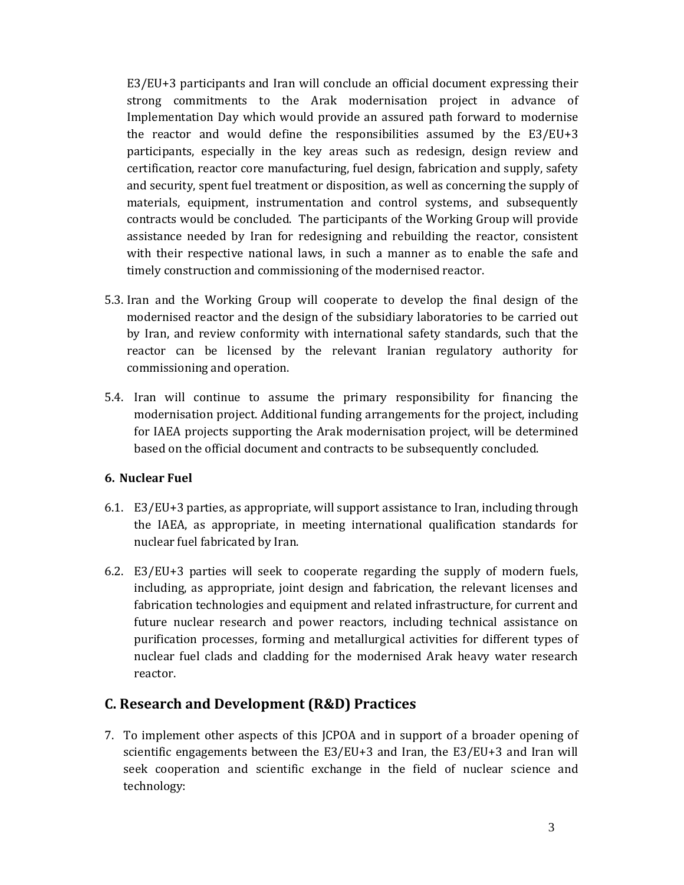E3/EU+3 participants and Iran will conclude an official document expressing their strong commitments to the Arak modernisation project in advance of Implementation Day which would provide an assured path forward to modernise the reactor and would define the responsibilities assumed by the E3/EU+3 participants, especially in the key areas such as redesign, design review and certification, reactor core manufacturing, fuel design, fabrication and supply, safety and security, spent fuel treatment or disposition, as well as concerning the supply of materials, equipment, instrumentation and control systems, and subsequently contracts would be concluded. The participants of the Working Group will provide assistance needed by Iran for redesigning and rebuilding the reactor, consistent with their respective national laws, in such a manner as to enable the safe and timely construction and commissioning of the modernised reactor.

5.3. Iran and the Working Group will cooperate to develop the final design of the modernised reactor and the design of the subsidiary laboratories to be carried out by Iran, and review conformity with international safety standards, such that the reactor can be licensed by the relevant Iranian regulatory authority for commissioning and operation.

5.4. Iran will continue to assume the primary responsibility for financing the modernisation project. Additional funding arrangements for the project, including for IAEA projects supporting the Arak modernisation project, will be determined based on the official document and contracts to be subsequently concluded.

**6. Nuclear Fuel**

6.1. E3/EU+3 parties, as appropriate, will support assistance to Iran, including through the IAEA, as appropriate, in meeting international qualification standards for nuclear fuel fabricated by Iran.

6.2. E3/EU+3 parties will seek to cooperate regarding the supply of modern fuels, including, as appropriate, joint design and fabrication, the relevant licenses and fabrication technologies and equipment and related infrastructure, for current and future nuclear research and power reactors, including technical assistance on purification processes, forming and metallurgical activities for different types of nuclear fuel clads and cladding for the modernised Arak heavy water research reactor.

## C. Research and Development (R&D) Practices

7. To implement other aspects of this JCPOA and in support of a broader opening of scientific engagements between the E3/EU+3 and Iran, the E3/EU+3 and Iran will seek cooperation and scientific exchange in the field of nuclear science and technology: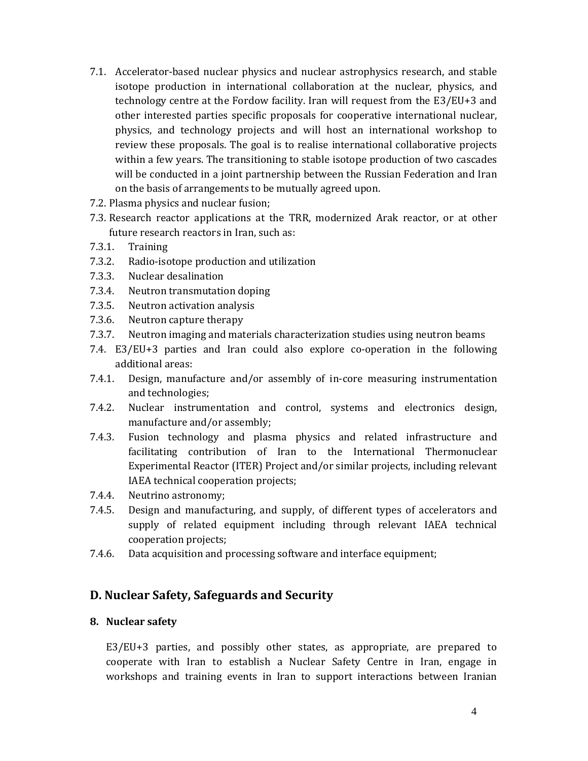7.1. Accelerator-based nuclear physics and nuclear astrophysics research, and stable isotope production in international collaboration at the nuclear, physics, and technology centre at the Fordow facility. Iran will request from the E3/EU+3 and other interested parties specific proposals for cooperative international nuclear, physics, and technology projects and will host an international workshop to review these proposals. The goal is to realise international collaborative projects within a few years. The transitioning to stable isotope production of two cascades will be conducted in a joint partnership between the Russian Federation and Iran on the basis of arrangements to be mutually agreed upon.

7.2. Plasma physics and nuclear fusion;

7.3. Research reactor applications at the TRR, modernized Arak reactor, or at other future research reactors in Iran, such as:

7.3.1. Training

7.3.2. Radio-isotope production and utilization

7.3.3. Nuclear desalination

7.3.4. Neutron transmutation doping

7.3.5. Neutron activation analysis

7.3.6. Neutron capture therapy

7.3.7. Neutron imaging and materials characterization studies using neutron beams

7.4. E3/EU+3 parties and Iran could also explore co-operation in the following additional areas:

7.4.1. Design, manufacture and/or assembly of in-core measuring instrumentation and technologies;

7.4.2. Nuclear instrumentation and control, systems and electronics design, manufacture and/or assembly;

7.4.3. Fusion technology and plasma physics and related infrastructure and facilitating contribution of Iran to the International Thermonuclear Experimental Reactor (ITER) Project and/or similar projects, including relevant IAEA technical cooperation projects;

7.4.4. Neutrino astronomy;

7.4.5. Design and manufacturing, and supply, of different types of accelerators and supply of related equipment including through relevant IAEA technical cooperation projects;

7.4.6. Data acquisition and processing software and interface equipment;

## D. Nuclear Safety, Safeguards and Security

### 8. Nuclear safety

E3/EU+3 parties, and possibly other states, as appropriate, are prepared to cooperate with Iran to establish a Nuclear Safety Centre in Iran, engage in workshops and training events in Iran to support interactions between Iranian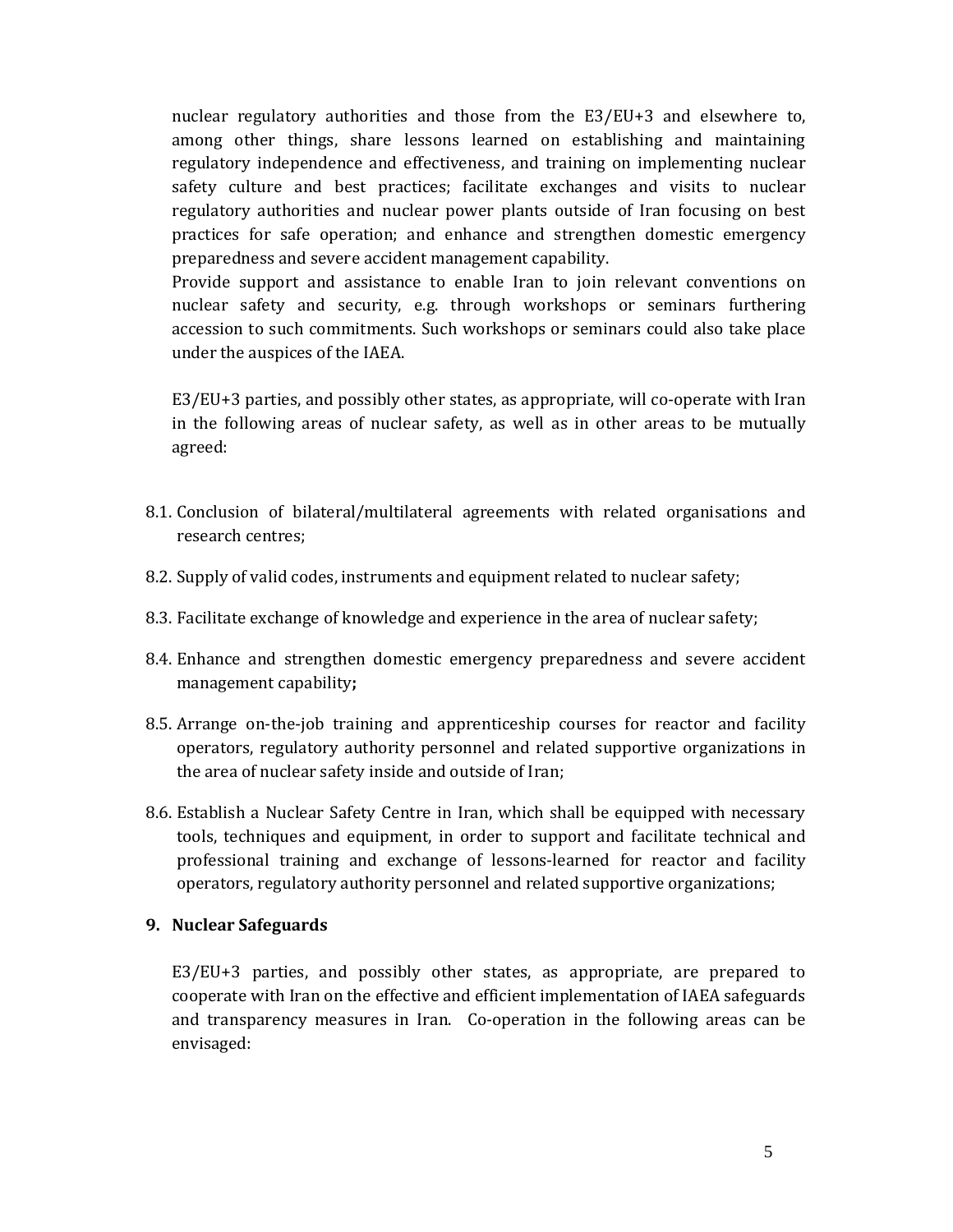nuclear regulatory authorities and those from the E3/EU+3 and elsewhere to, among other things, share lessons learned on establishing and maintaining regulatory independence and effectiveness, and training on implementing nuclear safety culture and best practices; facilitate exchanges and visits to nuclear regulatory authorities and nuclear power plants outside of Iran focusing on best practices for safe operation; and enhance and strengthen domestic emergency preparedness and severe accident management capability.

Provide support and assistance to enable Iran to join relevant conventions on nuclear safety and security, e.g. through workshops or seminars furthering accession to such commitments. Such workshops or seminars could also take place under the auspices of the IAEA.

E3/EU+3 parties, and possibly other states, as appropriate, will co-operate with Iran in the following areas of nuclear safety, as well as in other areas to be mutually agreed:

8.1. Conclusion of bilateral/multilateral agreements with related organisations and research centres;

8.2. Supply of valid codes, instruments and equipment related to nuclear safety;

8.3. Facilitate exchange of knowledge and experience in the area of nuclear safety;

8.4. Enhance and strengthen domestic emergency preparedness and severe accident management capability**;**

8.5. Arrange on-the-job training and apprenticeship courses for reactor and facility operators, regulatory authority personnel and related supportive organizations in the area of nuclear safety inside and outside of Iran;

8.6. Establish a Nuclear Safety Centre in Iran, which shall be equipped with necessary tools, techniques and equipment, in order to support and facilitate technical and professional training and exchange of lessons-learned for reactor and facility operators, regulatory authority personnel and related supportive organizations;

### 9. Nuclear Safeguards

E3/EU+3 parties, and possibly other states, as appropriate, are prepared to cooperate with Iran on the effective and efficient implementation of IAEA safeguards and transparency measures in Iran. Co-operation in the following areas can be envisaged: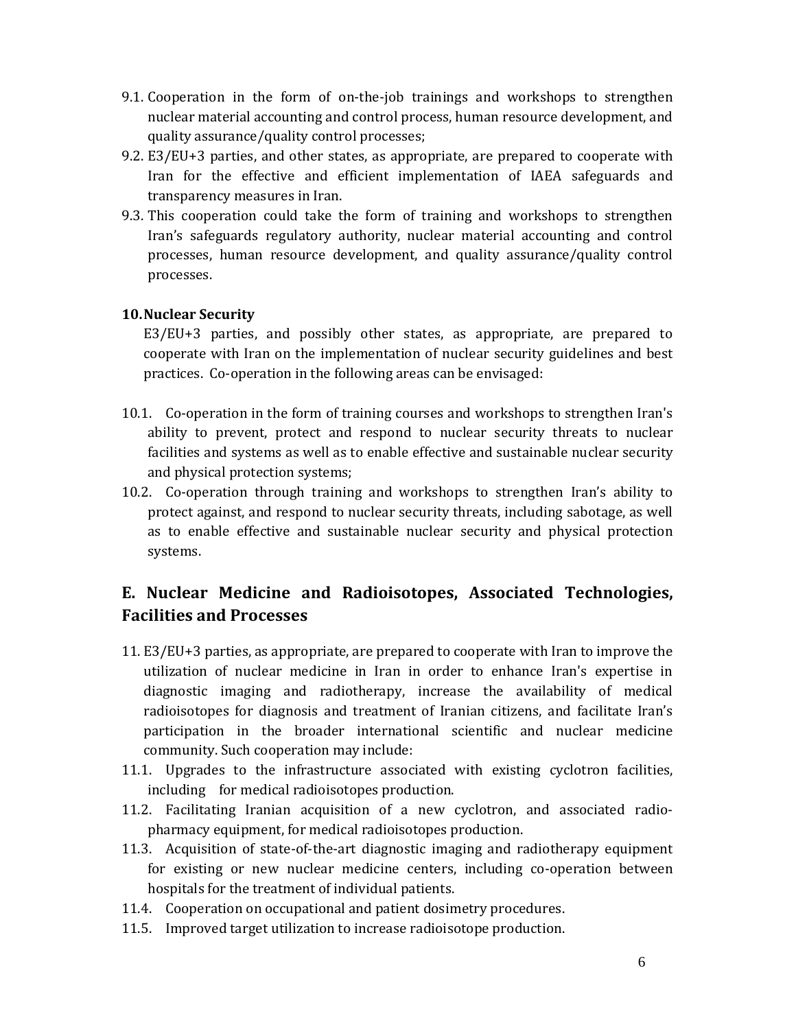9.1. Cooperation in the form of on-the-job trainings and workshops to strengthen nuclear material accounting and control process, human resource development, and quality assurance/quality control processes;

9.2. E3/EU+3 parties, and other states, as appropriate, are prepared to cooperate with Iran for the effective and efficient implementation of IAEA safeguards and transparency measures in Iran.

9.3. This cooperation could take the form of training and workshops to strengthen Iran's safeguards regulatory authority, nuclear material accounting and control processes, human resource development, and quality assurance/quality control processes.

**10. Nuclear Security**

E3/EU+3 parties, and possibly other states, as appropriate, are prepared to cooperate with Iran on the implementation of nuclear security guidelines and best practices. Co-operation in the following areas can be envisaged:

10.1. Co-operation in the form of training courses and workshops to strengthen Iran's ability to prevent, protect and respond to nuclear security threats to nuclear facilities and systems as well as to enable effective and sustainable nuclear security and physical protection systems;

10.2. Co-operation through training and workshops to strengthen Iran's ability to protect against, and respond to nuclear security threats, including sabotage, as well as to enable effective and sustainable nuclear security and physical protection systems.

## E. Nuclear Medicine and Radioisotopes, Associated Technologies, Facilities and Processes

11. E3/EU+3 parties, as appropriate, are prepared to cooperate with Iran to improve the utilization of nuclear medicine in Iran in order to enhance Iran's expertise in diagnostic imaging and radiotherapy, increase the availability of medical radioisotopes for diagnosis and treatment of Iranian citizens, and facilitate Iran's participation in the broader international scientific and nuclear medicine community. Such cooperation may include:

11.1. Upgrades to the infrastructure associated with existing cyclotron facilities, including for medical radioisotopes production.

11.2. Facilitating Iranian acquisition of a new cyclotron, and associated radio-pharmacy equipment, for medical radioisotopes production.

11.3. Acquisition of state-of-the-art diagnostic imaging and radiotherapy equipment for existing or new nuclear medicine centers, including co-operation between hospitals for the treatment of individual patients.

11.4. Cooperation on occupational and patient dosimetry procedures.

11.5. Improved target utilization to increase radioisotope production.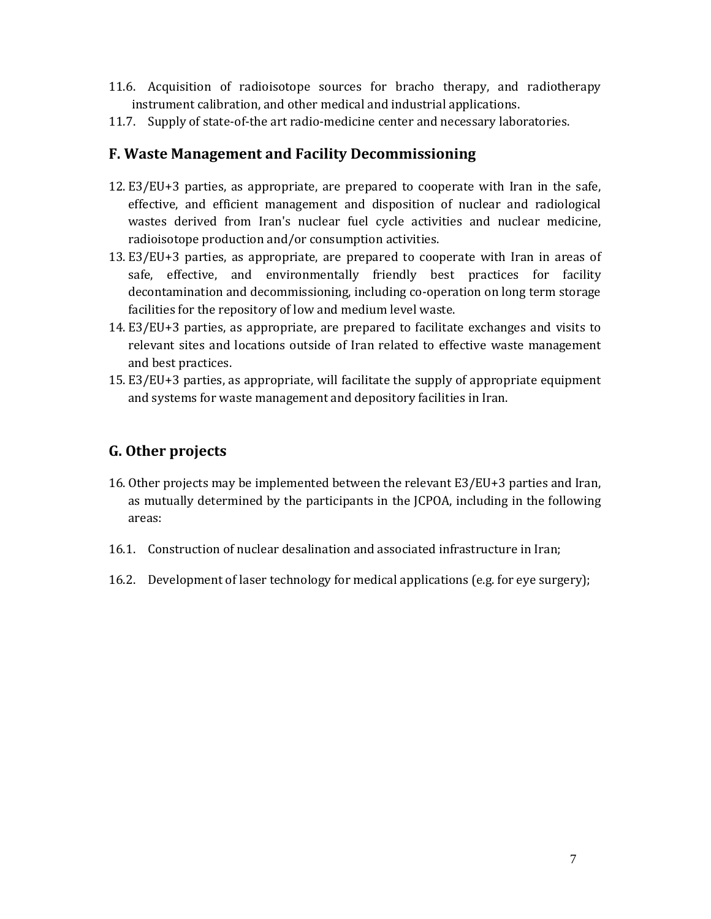11.6. Acquisition of radioisotope sources for bracho therapy, and radiotherapy instrument calibration, and other medical and industrial applications.

11.7. Supply of state-of-the art radio-medicine center and necessary laboratories.

## F. Waste Management and Facility Decommissioning

12. E3/EU+3 parties, as appropriate, are prepared to cooperate with Iran in the safe, effective, and efficient management and disposition of nuclear and radiological wastes derived from Iran's nuclear fuel cycle activities and nuclear medicine, radioisotope production and/or consumption activities.
13. E3/EU+3 parties, as appropriate, are prepared to cooperate with Iran in areas of safe, effective, and environmentally friendly best practices for facility decontamination and decommissioning, including co-operation on long term storage facilities for the repository of low and medium level waste.
14. E3/EU+3 parties, as appropriate, are prepared to facilitate exchanges and visits to relevant sites and locations outside of Iran related to effective waste management and best practices.
15. E3/EU+3 parties, as appropriate, will facilitate the supply of appropriate equipment and systems for waste management and depository facilities in Iran.

## G. Other projects

16. Other projects may be implemented between the relevant E3/EU+3 parties and Iran, as mutually determined by the participants in the JCPOA, including in the following areas:

16.1. Construction of nuclear desalination and associated infrastructure in Iran;

16.2. Development of laser technology for medical applications (e.g. for eye surgery);